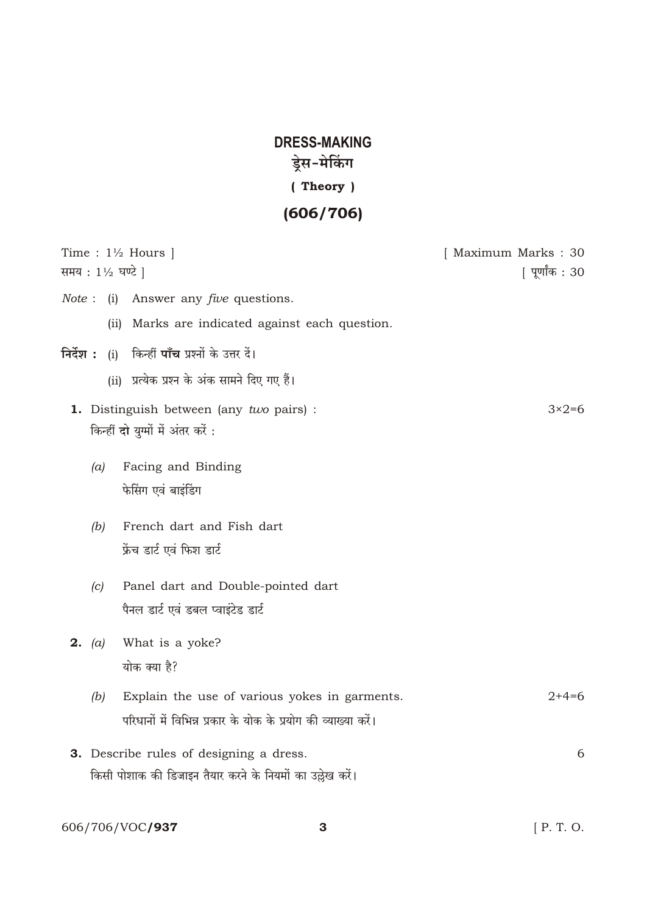# DRESS-MAKING

## ड्रेस-मेकिंग

### ( Theory )

### (606/706)

Time : 1½ Hours ]
समय : 1½ घण्टे ]

[ Maximum Marks : 30
[ पूर्णांक : 30

*Note* : (i) Answer any *five* questions.

(ii) Marks are indicated against each question.

**निर्देश :** (i) किन्हीं **पाँच** प्रश्नों के उत्तर दें।

(ii) प्रत्येक प्रश्न के अंक सामने दिए गए हैं।

**1.** Distinguish between (any *two* pairs) : 3×2=6

किन्हीं **दो** युग्मों में अंतर करें :

*(a)* Facing and Binding

फेसिंग एवं बाइंडिंग

*(b)* French dart and Fish dart

फ्रेंच डार्ट एवं फिश डार्ट

*(c)* Panel dart and Double-pointed dart

पैनल डार्ट एवं डबल प्वाइंटेड डार्ट

**2.** *(a)* What is a yoke?

योक क्या है?

*(b)* Explain the use of various yokes in garments. 2+4=6

परिधानों में विभिन्न प्रकार के योक के प्रयोग की व्याख्या करें।

**3.** Describe rules of designing a dress. 6

किसी पोशाक की डिजाइन तैयार करने के नियमों का उल्लेख करें।

606/706/VOC/**937**

[ P. T. O.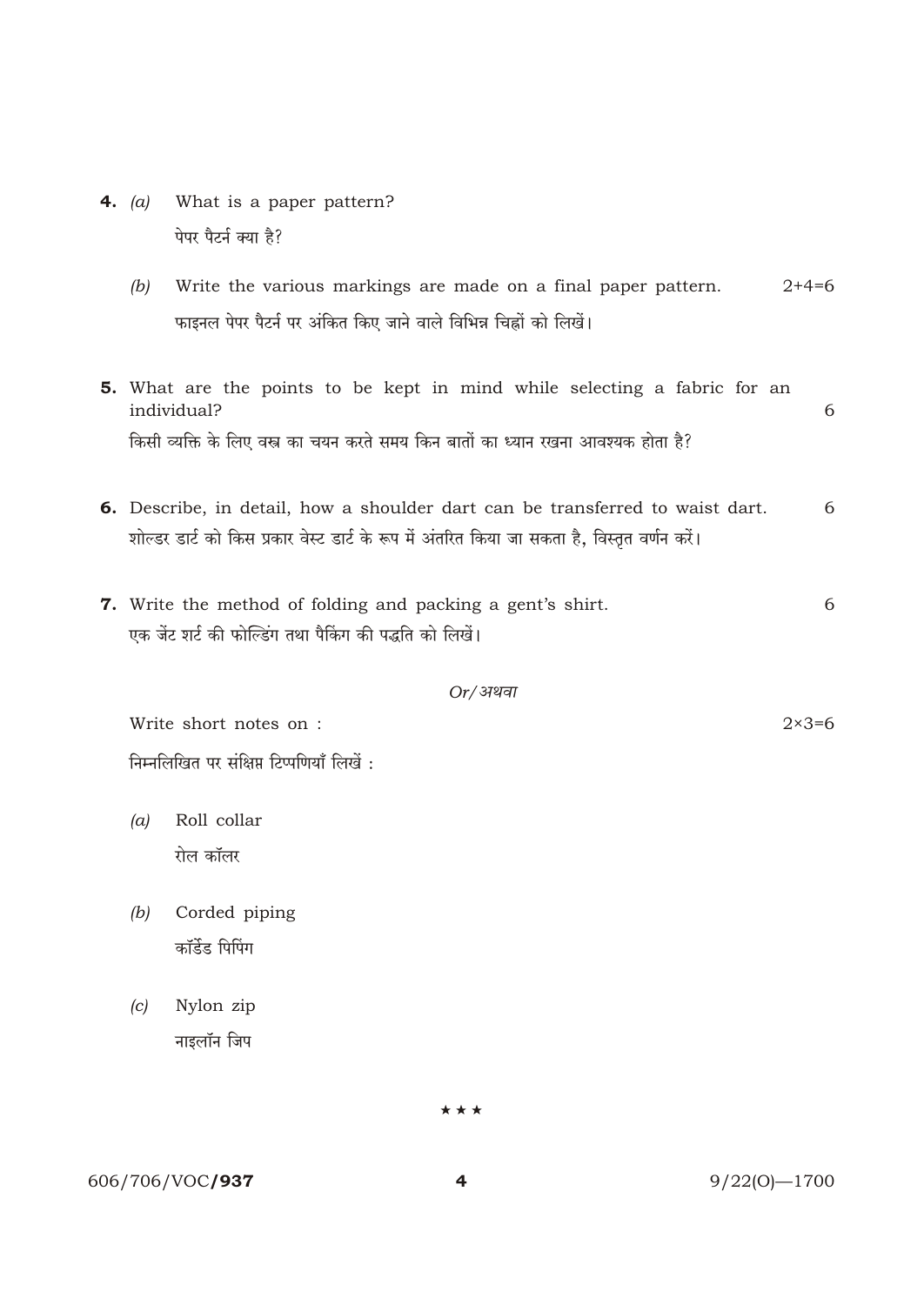**4.** *(a)* What is a paper pattern?

पेपर पैटर्न क्या है?

*(b)* Write the various markings are made on a final paper pattern. 2+4=6

फाइनल पेपर पैटर्न पर अंकित किए जाने वाले विभिन्न चिह्नों को लिखें।

**5.** What are the points to be kept in mind while selecting a fabric for an individual? 6

किसी व्यक्ति के लिए वस्त्र का चयन करते समय किन बातों का ध्यान रखना आवश्यक होता है?

**6.** Describe, in detail, how a shoulder dart can be transferred to waist dart. 6

शोल्डर डार्ट को किस प्रकार वेस्ट डार्ट के रूप में अंतरित किया जा सकता है, विस्तृत वर्णन करें।

**7.** Write the method of folding and packing a gent's shirt. 6

एक जेंट शर्ट की फोल्डिंग तथा पैकिंग की पद्धति को लिखें।

*Or/ अथवा*

Write short notes on : 2×3=6

निम्नलिखित पर संक्षिप्त टिप्पणियाँ लिखें :

*(a)* Roll collar

रोल कॉलर

*(b)* Corded piping

कॉर्डेड पिपिंग

*(c)* Nylon zip

नाइलॉन जिप

★ ★ ★

606/706/VOC/**937** 9/22(O)—1700